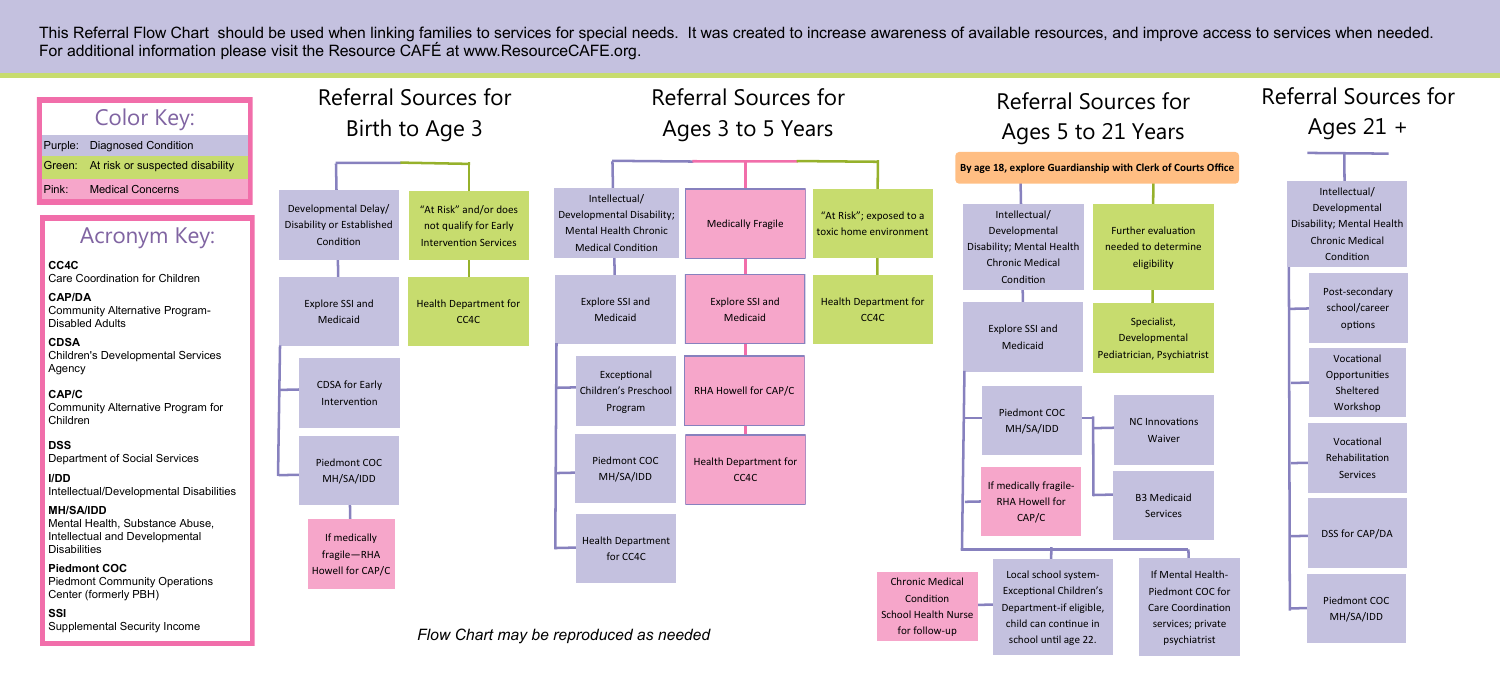This Referral Flow Chart should be used when linking families to services for special needs. It was created to increase awareness of available resources, and improve access to services when needed. For additional information please visit the Resource CAFÉ at www.ResourceCAFE.org.

## Color Key:

- Purple: Diagnosed Condition
- Green: At risk or suspected disability
- Pink: Medical Concerns

## Acronym Key:

**CC4C**
Care Coordination for Children

**CAP/DA**
Community Alternative Program-Disabled Adults

**CDSA**
Children's Developmental Services Agency

**CAP/C**
Community Alternative Program for Children

**DSS**
Department of Social Services

**I/DD**
Intellectual/Developmental Disabilities

**MH/SA/IDD**
Mental Health, Substance Abuse, Intellectual and Developmental Disabilities

**Piedmont COC**
Piedmont Community Operations Center (formerly PBH)

**SSI**
Supplemental Security Income

## Referral Sources for Birth to Age 3

**Developmental Delay/ Disability or Established Condition**
- Explore SSI and Medicaid
- CDSA for Early Intervention
- Piedmont COC MH/SA/IDD
- If medically fragile—RHA Howell for CAP/C

**"At Risk" and/or does not qualify for Early Intervention Services**
- Health Department for CC4C

## Referral Sources for Ages 3 to 5 Years

**Intellectual/ Developmental Disability; Mental Health Chronic Medical Condition**
- Explore SSI and Medicaid
- Exceptional Children's Preschool Program
- Piedmont COC MH/SA/IDD
- Health Department for CC4C

**Medically Fragile**
- Explore SSI and Medicaid
- RHA Howell for CAP/C
- Health Department for CC4C

**"At Risk"; exposed to a toxic home environment**
- Health Department for CC4C

## Referral Sources for Ages 5 to 21 Years

**By age 18, explore Guardianship with Clerk of Courts Office**

**Intellectual/ Developmental Disability; Mental Health Chronic Medical Condition**
- Explore SSI and Medicaid
- Piedmont COC MH/SA/IDD
  - NC Innovations Waiver
- If medically fragile-RHA Howell for CAP/C
  - B3 Medicaid Services

**Further evaluation needed to determine eligibility**
- Specialist, Developmental Pediatrician, Psychiatrist

Then:
- Chronic Medical Condition School Health Nurse for follow-up
- Local school system-Exceptional Children's Department-if eligible, child can continue in school until age 22.
- If Mental Health-Piedmont COC for Care Coordination services; private psychiatrist

## Referral Sources for Ages 21 +

**Intellectual/ Developmental Disability; Mental Health Chronic Medical Condition**
- Post-secondary school/career options
- Vocational Opportunities Sheltered Workshop
- Vocational Rehabilitation Services
- DSS for CAP/DA
- Piedmont COC MH/SA/IDD

*Flow Chart may be reproduced as needed*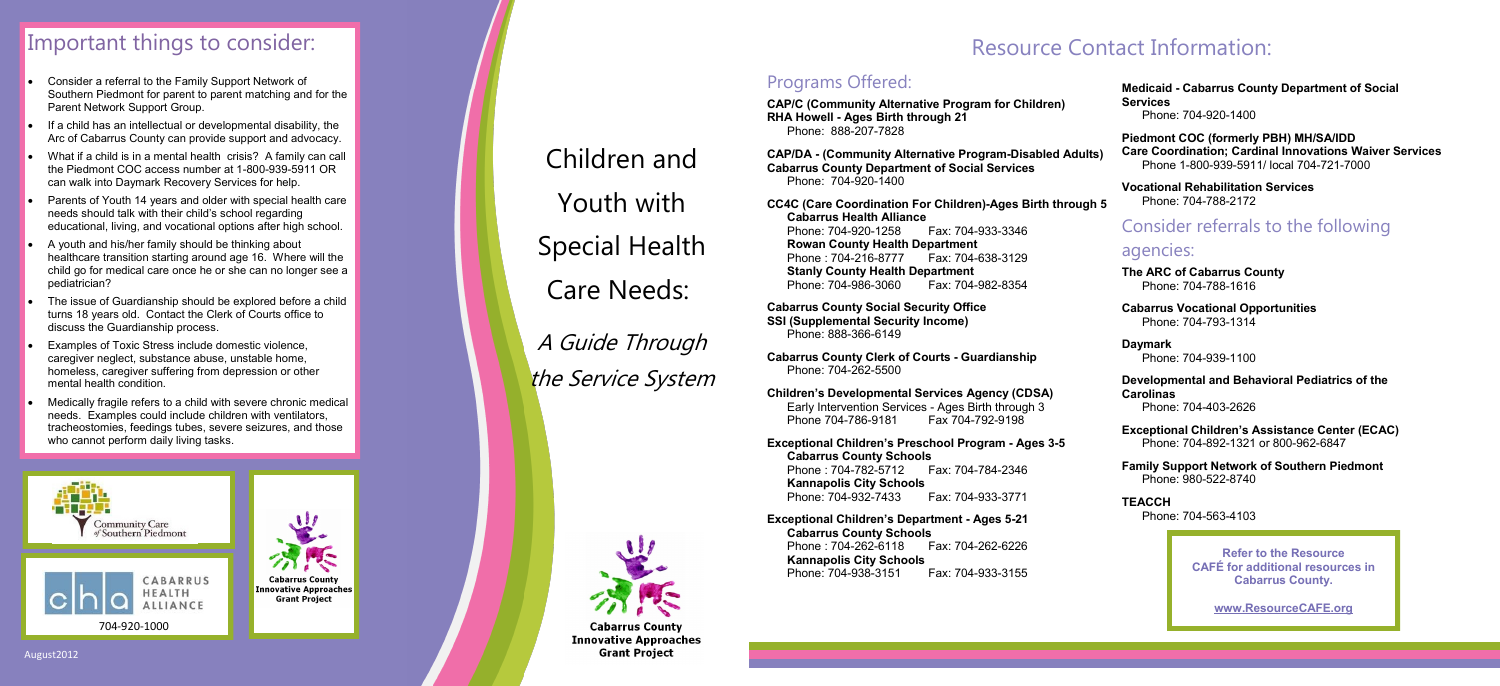## Important things to consider:

- Consider a referral to the Family Support Network of Southern Piedmont for parent to parent matching and for the Parent Network Support Group.
- If a child has an intellectual or developmental disability, the Arc of Cabarrus County can provide support and advocacy.
- What if a child is in a mental health crisis? A family can call the Piedmont COC access number at 1-800-939-5911 OR can walk into Daymark Recovery Services for help.
- Parents of Youth 14 years and older with special health care needs should talk with their child's school regarding educational, living, and vocational options after high school.
- A youth and his/her family should be thinking about healthcare transition starting around age 16. Where will the child go for medical care once he or she can no longer see a pediatrician?
- The issue of Guardianship should be explored before a child turns 18 years old. Contact the Clerk of Courts office to discuss the Guardianship process.
- Examples of Toxic Stress include domestic violence, caregiver neglect, substance abuse, unstable home, homeless, caregiver suffering from depression or other mental health condition.
- Medically fragile refers to a child with severe chronic medical needs. Examples could include children with ventilators, tracheostomies, feedings tubes, severe seizures, and those who cannot perform daily living tasks.

Community Care of Southern Piedmont

Cabarrus Health Alliance
704-920-1000

Cabarrus County Innovative Approaches Grant Project

August2012

# Children and Youth with Special Health Care Needs:

*A Guide Through the Service System*

Cabarrus County Innovative Approaches Grant Project

# Resource Contact Information:

## Programs Offered:

**CAP/C (Community Alternative Program for Children)**
**RHA Howell - Ages Birth through 21**
Phone: 888-207-7828

**CAP/DA - (Community Alternative Program-Disabled Adults)**
**Cabarrus County Department of Social Services**
Phone: 704-920-1400

**CC4C (Care Coordination For Children)-Ages Birth through 5**
**Cabarrus Health Alliance**
Phone: 704-920-1258 Fax: 704-933-3346
**Rowan County Health Department**
Phone : 704-216-8777 Fax: 704-638-3129
**Stanly County Health Department**
Phone: 704-986-3060 Fax: 704-982-8354

**Cabarrus County Social Security Office**
**SSI (Supplemental Security Income)**
Phone: 888-366-6149

**Cabarrus County Clerk of Courts - Guardianship**
Phone: 704-262-5500

**Children's Developmental Services Agency (CDSA)**
Early Intervention Services - Ages Birth through 3
Phone 704-786-9181 Fax 704-792-9198

**Exceptional Children's Preschool Program - Ages 3-5**
**Cabarrus County Schools**
Phone : 704-782-5712 Fax: 704-784-2346
**Kannapolis City Schools**
Phone: 704-932-7433 Fax: 704-933-3771

**Exceptional Children's Department - Ages 5-21**
**Cabarrus County Schools**
Phone : 704-262-6118 Fax: 704-262-6226
**Kannapolis City Schools**
Phone: 704-938-3151 Fax: 704-933-3155

**Medicaid - Cabarrus County Department of Social Services**
Phone: 704-920-1400

**Piedmont COC (formerly PBH) MH/SA/IDD**
**Care Coordination; Cardinal Innovations Waiver Services**
Phone 1-800-939-5911/ local 704-721-7000

**Vocational Rehabilitation Services**
Phone: 704-788-2172

## Consider referrals to the following agencies:

**The ARC of Cabarrus County**
Phone: 704-788-1616

**Cabarrus Vocational Opportunities**
Phone: 704-793-1314

**Daymark**
Phone: 704-939-1100

**Developmental and Behavioral Pediatrics of the Carolinas**
Phone: 704-403-2626

**Exceptional Children's Assistance Center (ECAC)**
Phone: 704-892-1321 or 800-962-6847

**Family Support Network of Southern Piedmont**
Phone: 980-522-8740

**TEACCH**
Phone: 704-563-4103

**Refer to the Resource CAFÉ for additional resources in Cabarrus County.**

**www.ResourceCAFE.org**